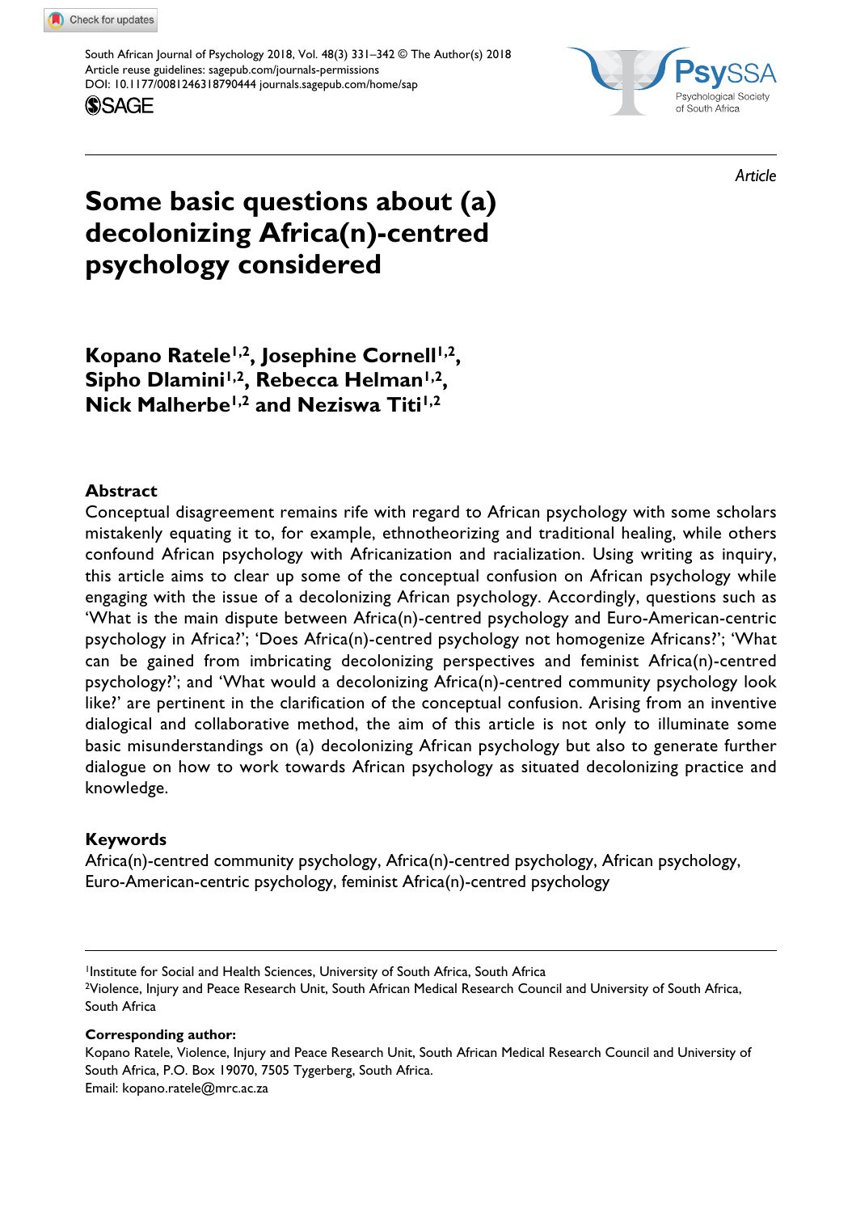Article

# Some basic questions about (a) decolonizing Africa(n)-centred psychology considered

**Kopano Ratele[1,2], Josephine Cornell[1,2], Sipho Dlamini[1,2], Rebecca Helman[1,2], Nick Malherbe[1,2] and Neziswa Titi[1,2]**

## Abstract

Conceptual disagreement remains rife with regard to African psychology with some scholars mistakenly equating it to, for example, ethnotheorizing and traditional healing, while others confound African psychology with Africanization and racialization. Using writing as inquiry, this article aims to clear up some of the conceptual confusion on African psychology while engaging with the issue of a decolonizing African psychology. Accordingly, questions such as 'What is the main dispute between Africa(n)-centred psychology and Euro-American-centric psychology in Africa?'; 'Does Africa(n)-centred psychology not homogenize Africans?'; 'What can be gained from imbricating decolonizing perspectives and feminist Africa(n)-centred psychology?'; and 'What would a decolonizing Africa(n)-centred community psychology look like?' are pertinent in the clarification of the conceptual confusion. Arising from an inventive dialogical and collaborative method, the aim of this article is not only to illuminate some basic misunderstandings on (a) decolonizing African psychology but also to generate further dialogue on how to work towards African psychology as situated decolonizing practice and knowledge.

## Keywords

Africa(n)-centred community psychology, Africa(n)-centred psychology, African psychology, Euro-American-centric psychology, feminist Africa(n)-centred psychology

[1]Institute for Social and Health Sciences, University of South Africa, South Africa
[2]Violence, Injury and Peace Research Unit, South African Medical Research Council and University of South Africa, South Africa

**Corresponding author:**
Kopano Ratele, Violence, Injury and Peace Research Unit, South African Medical Research Council and University of South Africa, P.O. Box 19070, 7505 Tygerberg, South Africa.
Email: kopano.ratele@mrc.ac.za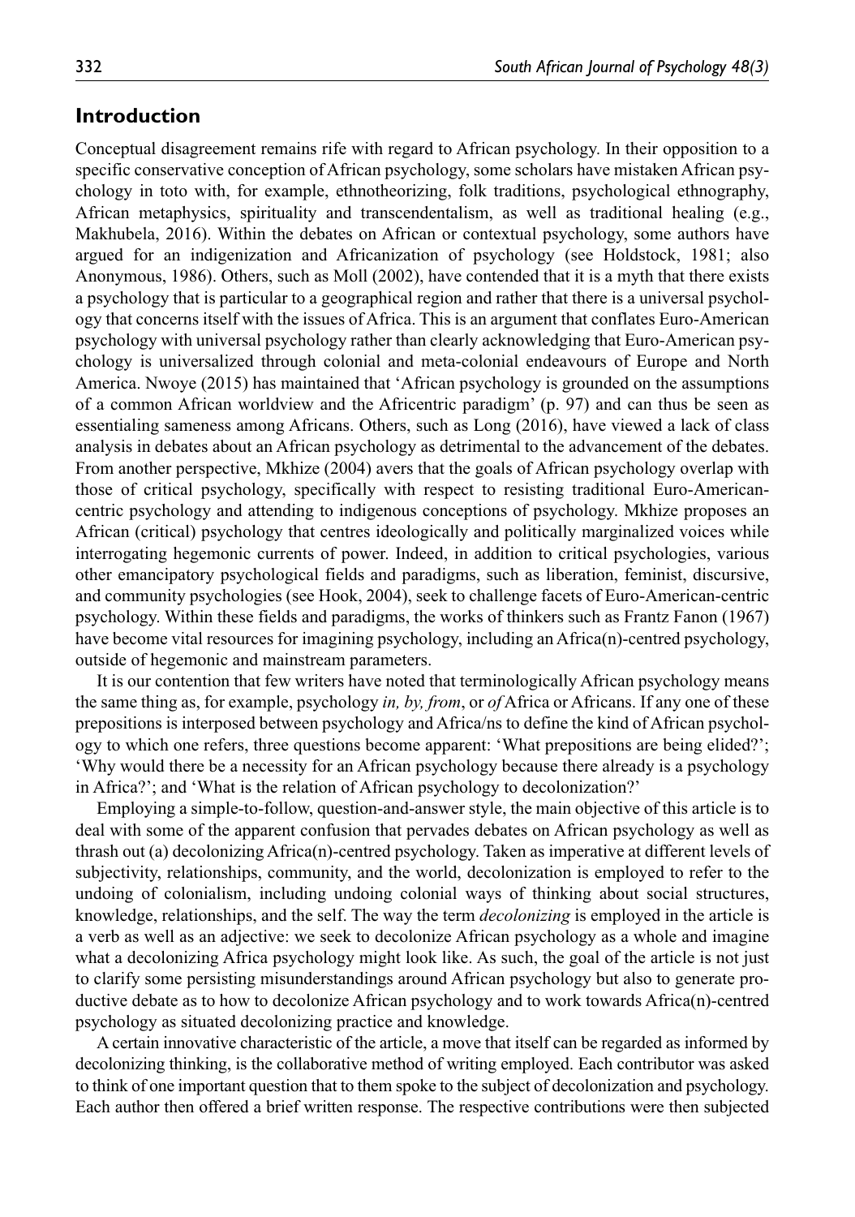## Introduction

Conceptual disagreement remains rife with regard to African psychology. In their opposition to a specific conservative conception of African psychology, some scholars have mistaken African psychology in toto with, for example, ethnotheorizing, folk traditions, psychological ethnography, African metaphysics, spirituality and transcendentalism, as well as traditional healing (e.g., Makhubela, 2016). Within the debates on African or contextual psychology, some authors have argued for an indigenization and Africanization of psychology (see Holdstock, 1981; also Anonymous, 1986). Others, such as Moll (2002), have contended that it is a myth that there exists a psychology that is particular to a geographical region and rather that there is a universal psychology that concerns itself with the issues of Africa. This is an argument that conflates Euro-American psychology with universal psychology rather than clearly acknowledging that Euro-American psychology is universalized through colonial and meta-colonial endeavours of Europe and North America. Nwoye (2015) has maintained that 'African psychology is grounded on the assumptions of a common African worldview and the Africentric paradigm' (p. 97) and can thus be seen as essentialing sameness among Africans. Others, such as Long (2016), have viewed a lack of class analysis in debates about an African psychology as detrimental to the advancement of the debates. From another perspective, Mkhize (2004) avers that the goals of African psychology overlap with those of critical psychology, specifically with respect to resisting traditional Euro-American-centric psychology and attending to indigenous conceptions of psychology. Mkhize proposes an African (critical) psychology that centres ideologically and politically marginalized voices while interrogating hegemonic currents of power. Indeed, in addition to critical psychologies, various other emancipatory psychological fields and paradigms, such as liberation, feminist, discursive, and community psychologies (see Hook, 2004), seek to challenge facets of Euro-American-centric psychology. Within these fields and paradigms, the works of thinkers such as Frantz Fanon (1967) have become vital resources for imagining psychology, including an Africa(n)-centred psychology, outside of hegemonic and mainstream parameters.

It is our contention that few writers have noted that terminologically African psychology means the same thing as, for example, psychology *in, by, from*, or *of* Africa or Africans. If any one of these prepositions is interposed between psychology and Africa/ns to define the kind of African psychology to which one refers, three questions become apparent: 'What prepositions are being elided?'; 'Why would there be a necessity for an African psychology because there already is a psychology in Africa?'; and 'What is the relation of African psychology to decolonization?'

Employing a simple-to-follow, question-and-answer style, the main objective of this article is to deal with some of the apparent confusion that pervades debates on African psychology as well as thrash out (a) decolonizing Africa(n)-centred psychology. Taken as imperative at different levels of subjectivity, relationships, community, and the world, decolonization is employed to refer to the undoing of colonialism, including undoing colonial ways of thinking about social structures, knowledge, relationships, and the self. The way the term *decolonizing* is employed in the article is a verb as well as an adjective: we seek to decolonize African psychology as a whole and imagine what a decolonizing Africa psychology might look like. As such, the goal of the article is not just to clarify some persisting misunderstandings around African psychology but also to generate productive debate as to how to decolonize African psychology and to work towards Africa(n)-centred psychology as situated decolonizing practice and knowledge.

A certain innovative characteristic of the article, a move that itself can be regarded as informed by decolonizing thinking, is the collaborative method of writing employed. Each contributor was asked to think of one important question that to them spoke to the subject of decolonization and psychology. Each author then offered a brief written response. The respective contributions were then subjected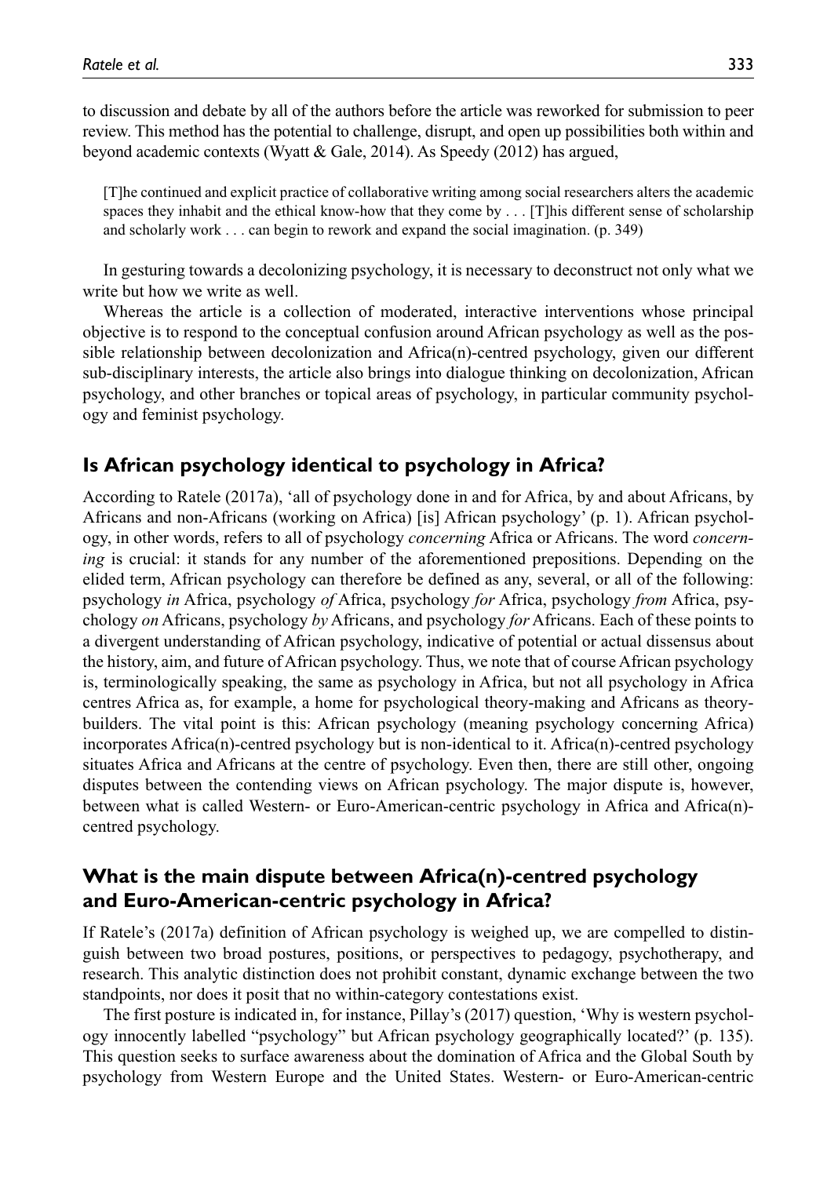to discussion and debate by all of the authors before the article was reworked for submission to peer review. This method has the potential to challenge, disrupt, and open up possibilities both within and beyond academic contexts (Wyatt & Gale, 2014). As Speedy (2012) has argued,

> [T]he continued and explicit practice of collaborative writing among social researchers alters the academic spaces they inhabit and the ethical know-how that they come by . . . [T]his different sense of scholarship and scholarly work . . . can begin to rework and expand the social imagination. (p. 349)

In gesturing towards a decolonizing psychology, it is necessary to deconstruct not only what we write but how we write as well.

Whereas the article is a collection of moderated, interactive interventions whose principal objective is to respond to the conceptual confusion around African psychology as well as the possible relationship between decolonization and Africa(n)-centred psychology, given our different sub-disciplinary interests, the article also brings into dialogue thinking on decolonization, African psychology, and other branches or topical areas of psychology, in particular community psychology and feminist psychology.

## Is African psychology identical to psychology in Africa?

According to Ratele (2017a), 'all of psychology done in and for Africa, by and about Africans, by Africans and non-Africans (working on Africa) [is] African psychology' (p. 1). African psychology, in other words, refers to all of psychology *concerning* Africa or Africans. The word *concerning* is crucial: it stands for any number of the aforementioned prepositions. Depending on the elided term, African psychology can therefore be defined as any, several, or all of the following: psychology *in* Africa, psychology *of* Africa, psychology *for* Africa, psychology *from* Africa, psychology *on* Africans, psychology *by* Africans, and psychology *for* Africans. Each of these points to a divergent understanding of African psychology, indicative of potential or actual dissensus about the history, aim, and future of African psychology. Thus, we note that of course African psychology is, terminologically speaking, the same as psychology in Africa, but not all psychology in Africa centres Africa as, for example, a home for psychological theory-making and Africans as theory-builders. The vital point is this: African psychology (meaning psychology concerning Africa) incorporates Africa(n)-centred psychology but is non-identical to it. Africa(n)-centred psychology situates Africa and Africans at the centre of psychology. Even then, there are still other, ongoing disputes between the contending views on African psychology. The major dispute is, however, between what is called Western- or Euro-American-centric psychology in Africa and Africa(n)-centred psychology.

## What is the main dispute between Africa(n)-centred psychology and Euro-American-centric psychology in Africa?

If Ratele's (2017a) definition of African psychology is weighed up, we are compelled to distinguish between two broad postures, positions, or perspectives to pedagogy, psychotherapy, and research. This analytic distinction does not prohibit constant, dynamic exchange between the two standpoints, nor does it posit that no within-category contestations exist.

The first posture is indicated in, for instance, Pillay's (2017) question, 'Why is western psychology innocently labelled "psychology" but African psychology geographically located?' (p. 135). This question seeks to surface awareness about the domination of Africa and the Global South by psychology from Western Europe and the United States. Western- or Euro-American-centric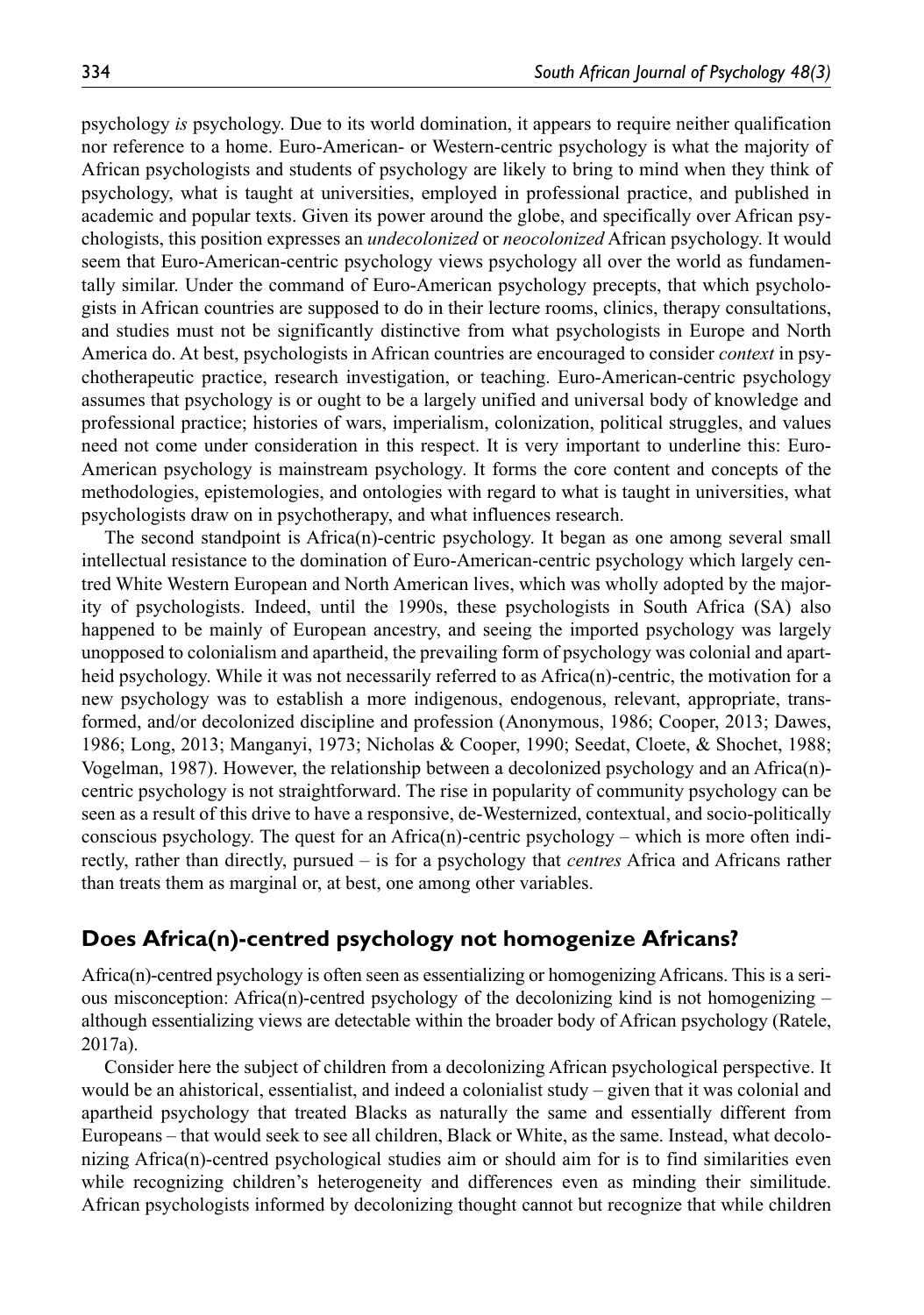psychology *is* psychology. Due to its world domination, it appears to require neither qualification nor reference to a home. Euro-American- or Western-centric psychology is what the majority of African psychologists and students of psychology are likely to bring to mind when they think of psychology, what is taught at universities, employed in professional practice, and published in academic and popular texts. Given its power around the globe, and specifically over African psychologists, this position expresses an *undecolonized* or *neocolonized* African psychology. It would seem that Euro-American-centric psychology views psychology all over the world as fundamentally similar. Under the command of Euro-American psychology precepts, that which psychologists in African countries are supposed to do in their lecture rooms, clinics, therapy consultations, and studies must not be significantly distinctive from what psychologists in Europe and North America do. At best, psychologists in African countries are encouraged to consider *context* in psychotherapeutic practice, research investigation, or teaching. Euro-American-centric psychology assumes that psychology is or ought to be a largely unified and universal body of knowledge and professional practice; histories of wars, imperialism, colonization, political struggles, and values need not come under consideration in this respect. It is very important to underline this: Euro-American psychology is mainstream psychology. It forms the core content and concepts of the methodologies, epistemologies, and ontologies with regard to what is taught in universities, what psychologists draw on in psychotherapy, and what influences research.

The second standpoint is Africa(n)-centric psychology. It began as one among several small intellectual resistance to the domination of Euro-American-centric psychology which largely centred White Western European and North American lives, which was wholly adopted by the majority of psychologists. Indeed, until the 1990s, these psychologists in South Africa (SA) also happened to be mainly of European ancestry, and seeing the imported psychology was largely unopposed to colonialism and apartheid, the prevailing form of psychology was colonial and apartheid psychology. While it was not necessarily referred to as Africa(n)-centric, the motivation for a new psychology was to establish a more indigenous, endogenous, relevant, appropriate, transformed, and/or decolonized discipline and profession (Anonymous, 1986; Cooper, 2013; Dawes, 1986; Long, 2013; Manganyi, 1973; Nicholas & Cooper, 1990; Seedat, Cloete, & Shochet, 1988; Vogelman, 1987). However, the relationship between a decolonized psychology and an Africa(n)-centric psychology is not straightforward. The rise in popularity of community psychology can be seen as a result of this drive to have a responsive, de-Westernized, contextual, and socio-politically conscious psychology. The quest for an Africa(n)-centric psychology – which is more often indirectly, rather than directly, pursued – is for a psychology that *centres* Africa and Africans rather than treats them as marginal or, at best, one among other variables.

## Does Africa(n)-centred psychology not homogenize Africans?

Africa(n)-centred psychology is often seen as essentializing or homogenizing Africans. This is a serious misconception: Africa(n)-centred psychology of the decolonizing kind is not homogenizing – although essentializing views are detectable within the broader body of African psychology (Ratele, 2017a).

Consider here the subject of children from a decolonizing African psychological perspective. It would be an ahistorical, essentialist, and indeed a colonialist study – given that it was colonial and apartheid psychology that treated Blacks as naturally the same and essentially different from Europeans – that would seek to see all children, Black or White, as the same. Instead, what decolonizing Africa(n)-centred psychological studies aim or should aim for is to find similarities even while recognizing children's heterogeneity and differences even as minding their similitude. African psychologists informed by decolonizing thought cannot but recognize that while children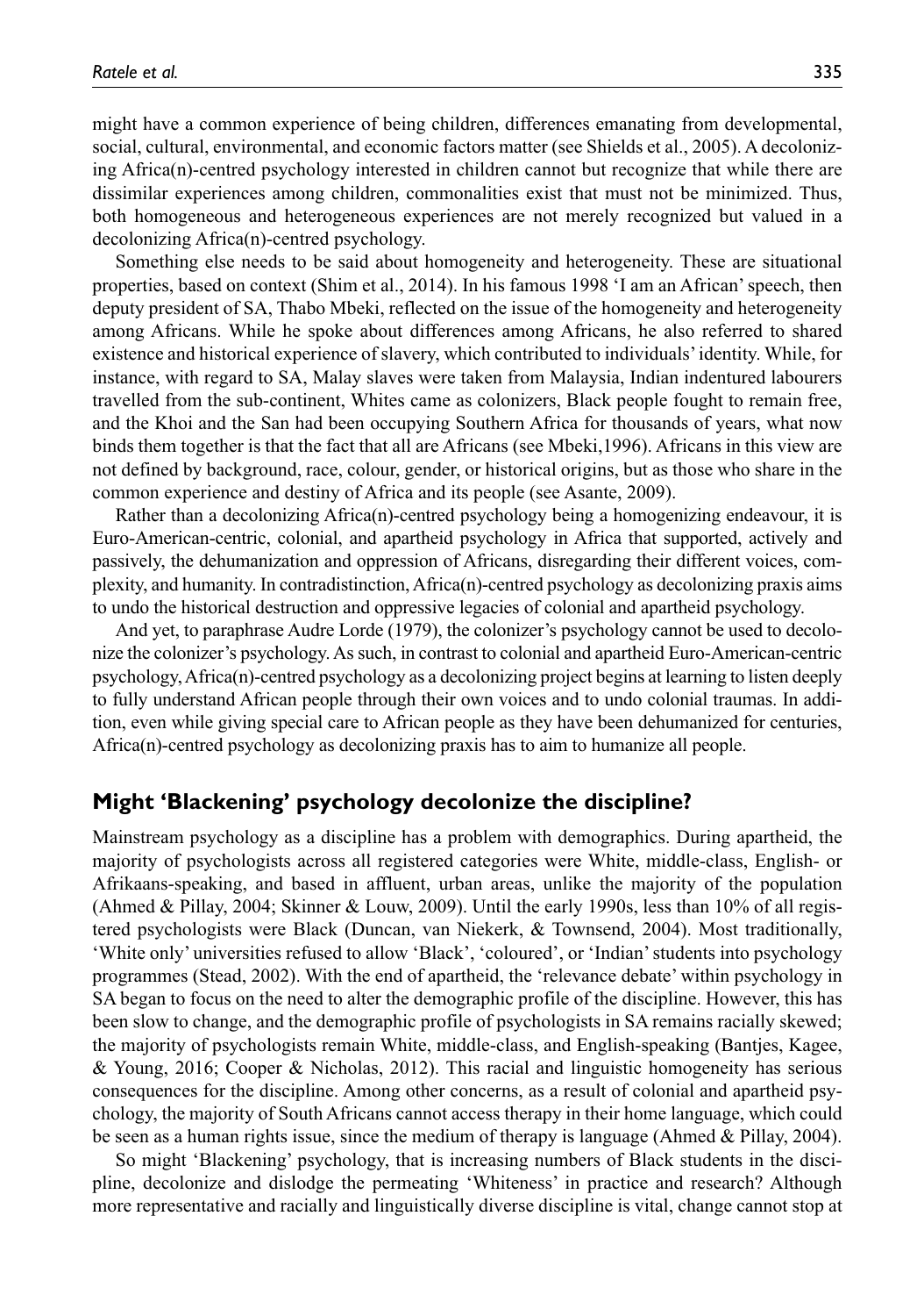might have a common experience of being children, differences emanating from developmental, social, cultural, environmental, and economic factors matter (see Shields et al., 2005). A decolonizing Africa(n)-centred psychology interested in children cannot but recognize that while there are dissimilar experiences among children, commonalities exist that must not be minimized. Thus, both homogeneous and heterogeneous experiences are not merely recognized but valued in a decolonizing Africa(n)-centred psychology.

Something else needs to be said about homogeneity and heterogeneity. These are situational properties, based on context (Shim et al., 2014). In his famous 1998 'I am an African' speech, then deputy president of SA, Thabo Mbeki, reflected on the issue of the homogeneity and heterogeneity among Africans. While he spoke about differences among Africans, he also referred to shared existence and historical experience of slavery, which contributed to individuals' identity. While, for instance, with regard to SA, Malay slaves were taken from Malaysia, Indian indentured labourers travelled from the sub-continent, Whites came as colonizers, Black people fought to remain free, and the Khoi and the San had been occupying Southern Africa for thousands of years, what now binds them together is that the fact that all are Africans (see Mbeki,1996). Africans in this view are not defined by background, race, colour, gender, or historical origins, but as those who share in the common experience and destiny of Africa and its people (see Asante, 2009).

Rather than a decolonizing Africa(n)-centred psychology being a homogenizing endeavour, it is Euro-American-centric, colonial, and apartheid psychology in Africa that supported, actively and passively, the dehumanization and oppression of Africans, disregarding their different voices, complexity, and humanity. In contradistinction, Africa(n)-centred psychology as decolonizing praxis aims to undo the historical destruction and oppressive legacies of colonial and apartheid psychology.

And yet, to paraphrase Audre Lorde (1979), the colonizer's psychology cannot be used to decolonize the colonizer's psychology. As such, in contrast to colonial and apartheid Euro-American-centric psychology, Africa(n)-centred psychology as a decolonizing project begins at learning to listen deeply to fully understand African people through their own voices and to undo colonial traumas. In addition, even while giving special care to African people as they have been dehumanized for centuries, Africa(n)-centred psychology as decolonizing praxis has to aim to humanize all people.

## Might 'Blackening' psychology decolonize the discipline?

Mainstream psychology as a discipline has a problem with demographics. During apartheid, the majority of psychologists across all registered categories were White, middle-class, English- or Afrikaans-speaking, and based in affluent, urban areas, unlike the majority of the population (Ahmed & Pillay, 2004; Skinner & Louw, 2009). Until the early 1990s, less than 10% of all registered psychologists were Black (Duncan, van Niekerk, & Townsend, 2004). Most traditionally, 'White only' universities refused to allow 'Black', 'coloured', or 'Indian' students into psychology programmes (Stead, 2002). With the end of apartheid, the 'relevance debate' within psychology in SA began to focus on the need to alter the demographic profile of the discipline. However, this has been slow to change, and the demographic profile of psychologists in SA remains racially skewed; the majority of psychologists remain White, middle-class, and English-speaking (Bantjes, Kagee, & Young, 2016; Cooper & Nicholas, 2012). This racial and linguistic homogeneity has serious consequences for the discipline. Among other concerns, as a result of colonial and apartheid psychology, the majority of South Africans cannot access therapy in their home language, which could be seen as a human rights issue, since the medium of therapy is language (Ahmed & Pillay, 2004).

So might 'Blackening' psychology, that is increasing numbers of Black students in the discipline, decolonize and dislodge the permeating 'Whiteness' in practice and research? Although more representative and racially and linguistically diverse discipline is vital, change cannot stop at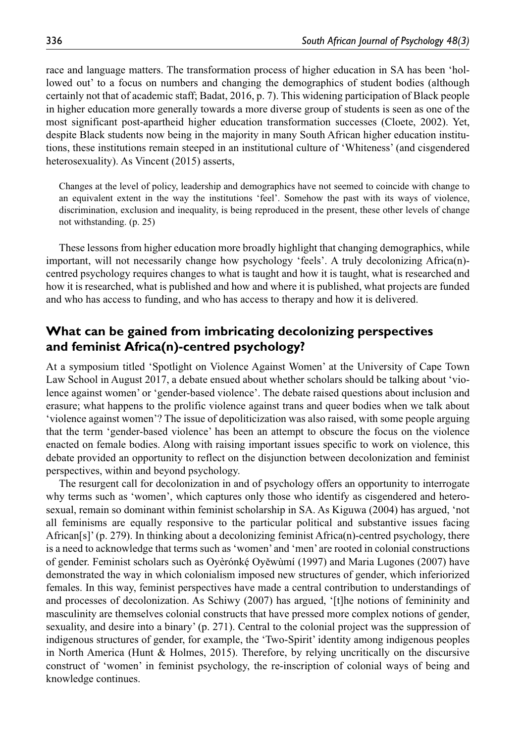race and language matters. The transformation process of higher education in SA has been 'hollowed out' to a focus on numbers and changing the demographics of student bodies (although certainly not that of academic staff; Badat, 2016, p. 7). This widening participation of Black people in higher education more generally towards a more diverse group of students is seen as one of the most significant post-apartheid higher education transformation successes (Cloete, 2002). Yet, despite Black students now being in the majority in many South African higher education institutions, these institutions remain steeped in an institutional culture of 'Whiteness' (and cisgendered heterosexuality). As Vincent (2015) asserts,

> Changes at the level of policy, leadership and demographics have not seemed to coincide with change to an equivalent extent in the way the institutions 'feel'. Somehow the past with its ways of violence, discrimination, exclusion and inequality, is being reproduced in the present, these other levels of change not withstanding. (p. 25)

These lessons from higher education more broadly highlight that changing demographics, while important, will not necessarily change how psychology 'feels'. A truly decolonizing Africa(n)-centred psychology requires changes to what is taught and how it is taught, what is researched and how it is researched, what is published and how and where it is published, what projects are funded and who has access to funding, and who has access to therapy and how it is delivered.

## What can be gained from imbricating decolonizing perspectives and feminist Africa(n)-centred psychology?

At a symposium titled 'Spotlight on Violence Against Women' at the University of Cape Town Law School in August 2017, a debate ensued about whether scholars should be talking about 'violence against women' or 'gender-based violence'. The debate raised questions about inclusion and erasure; what happens to the prolific violence against trans and queer bodies when we talk about 'violence against women'? The issue of depoliticization was also raised, with some people arguing that the term 'gender-based violence' has been an attempt to obscure the focus on the violence enacted on female bodies. Along with raising important issues specific to work on violence, this debate provided an opportunity to reflect on the disjunction between decolonization and feminist perspectives, within and beyond psychology.

The resurgent call for decolonization in and of psychology offers an opportunity to interrogate why terms such as 'women', which captures only those who identify as cisgendered and heterosexual, remain so dominant within feminist scholarship in SA. As Kiguwa (2004) has argued, 'not all feminisms are equally responsive to the particular political and substantive issues facing African[s]' (p. 279). In thinking about a decolonizing feminist Africa(n)-centred psychology, there is a need to acknowledge that terms such as 'women' and 'men' are rooted in colonial constructions of gender. Feminist scholars such as Oyèrónkẹ́ Oyěwùmí (1997) and Maria Lugones (2007) have demonstrated the way in which colonialism imposed new structures of gender, which inferiorized females. In this way, feminist perspectives have made a central contribution to understandings of and processes of decolonization. As Schiwy (2007) has argued, '[t]he notions of femininity and masculinity are themselves colonial constructs that have pressed more complex notions of gender, sexuality, and desire into a binary' (p. 271). Central to the colonial project was the suppression of indigenous structures of gender, for example, the 'Two-Spirit' identity among indigenous peoples in North America (Hunt & Holmes, 2015). Therefore, by relying uncritically on the discursive construct of 'women' in feminist psychology, the re-inscription of colonial ways of being and knowledge continues.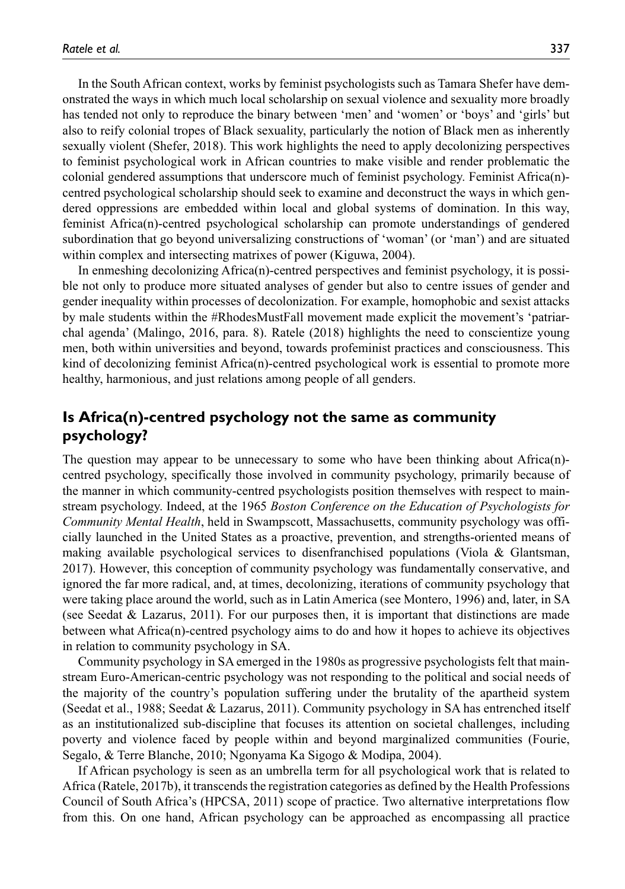In the South African context, works by feminist psychologists such as Tamara Shefer have demonstrated the ways in which much local scholarship on sexual violence and sexuality more broadly has tended not only to reproduce the binary between 'men' and 'women' or 'boys' and 'girls' but also to reify colonial tropes of Black sexuality, particularly the notion of Black men as inherently sexually violent (Shefer, 2018). This work highlights the need to apply decolonizing perspectives to feminist psychological work in African countries to make visible and render problematic the colonial gendered assumptions that underscore much of feminist psychology. Feminist Africa(n)-centred psychological scholarship should seek to examine and deconstruct the ways in which gendered oppressions are embedded within local and global systems of domination. In this way, feminist Africa(n)-centred psychological scholarship can promote understandings of gendered subordination that go beyond universalizing constructions of 'woman' (or 'man') and are situated within complex and intersecting matrixes of power (Kiguwa, 2004).

In enmeshing decolonizing Africa(n)-centred perspectives and feminist psychology, it is possible not only to produce more situated analyses of gender but also to centre issues of gender and gender inequality within processes of decolonization. For example, homophobic and sexist attacks by male students within the #RhodesMustFall movement made explicit the movement's 'patriarchal agenda' (Malingo, 2016, para. 8). Ratele (2018) highlights the need to conscientize young men, both within universities and beyond, towards profeminist practices and consciousness. This kind of decolonizing feminist Africa(n)-centred psychological work is essential to promote more healthy, harmonious, and just relations among people of all genders.

## Is Africa(n)-centred psychology not the same as community psychology?

The question may appear to be unnecessary to some who have been thinking about Africa(n)-centred psychology, specifically those involved in community psychology, primarily because of the manner in which community-centred psychologists position themselves with respect to mainstream psychology. Indeed, at the 1965 *Boston Conference on the Education of Psychologists for Community Mental Health*, held in Swampscott, Massachusetts, community psychology was officially launched in the United States as a proactive, prevention, and strengths-oriented means of making available psychological services to disenfranchised populations (Viola & Glantsman, 2017). However, this conception of community psychology was fundamentally conservative, and ignored the far more radical, and, at times, decolonizing, iterations of community psychology that were taking place around the world, such as in Latin America (see Montero, 1996) and, later, in SA (see Seedat & Lazarus, 2011). For our purposes then, it is important that distinctions are made between what Africa(n)-centred psychology aims to do and how it hopes to achieve its objectives in relation to community psychology in SA.

Community psychology in SA emerged in the 1980s as progressive psychologists felt that mainstream Euro-American-centric psychology was not responding to the political and social needs of the majority of the country's population suffering under the brutality of the apartheid system (Seedat et al., 1988; Seedat & Lazarus, 2011). Community psychology in SA has entrenched itself as an institutionalized sub-discipline that focuses its attention on societal challenges, including poverty and violence faced by people within and beyond marginalized communities (Fourie, Segalo, & Terre Blanche, 2010; Ngonyama Ka Sigogo & Modipa, 2004).

If African psychology is seen as an umbrella term for all psychological work that is related to Africa (Ratele, 2017b), it transcends the registration categories as defined by the Health Professions Council of South Africa's (HPCSA, 2011) scope of practice. Two alternative interpretations flow from this. On one hand, African psychology can be approached as encompassing all practice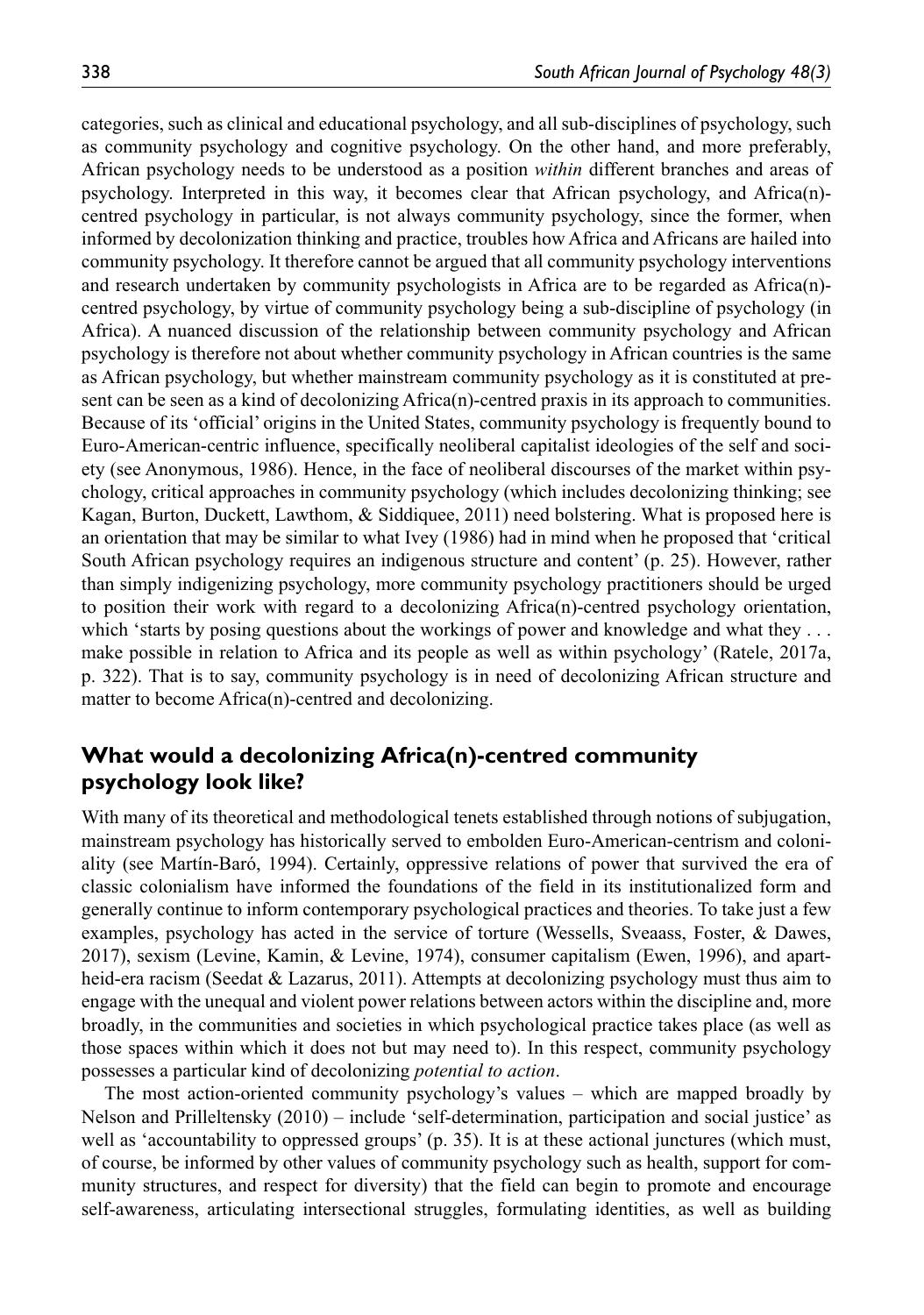categories, such as clinical and educational psychology, and all sub-disciplines of psychology, such as community psychology and cognitive psychology. On the other hand, and more preferably, African psychology needs to be understood as a position *within* different branches and areas of psychology. Interpreted in this way, it becomes clear that African psychology, and Africa(n)-centred psychology in particular, is not always community psychology, since the former, when informed by decolonization thinking and practice, troubles how Africa and Africans are hailed into community psychology. It therefore cannot be argued that all community psychology interventions and research undertaken by community psychologists in Africa are to be regarded as Africa(n)-centred psychology, by virtue of community psychology being a sub-discipline of psychology (in Africa). A nuanced discussion of the relationship between community psychology and African psychology is therefore not about whether community psychology in African countries is the same as African psychology, but whether mainstream community psychology as it is constituted at present can be seen as a kind of decolonizing Africa(n)-centred praxis in its approach to communities. Because of its 'official' origins in the United States, community psychology is frequently bound to Euro-American-centric influence, specifically neoliberal capitalist ideologies of the self and society (see Anonymous, 1986). Hence, in the face of neoliberal discourses of the market within psychology, critical approaches in community psychology (which includes decolonizing thinking; see Kagan, Burton, Duckett, Lawthom, & Siddiquee, 2011) need bolstering. What is proposed here is an orientation that may be similar to what Ivey (1986) had in mind when he proposed that 'critical South African psychology requires an indigenous structure and content' (p. 25). However, rather than simply indigenizing psychology, more community psychology practitioners should be urged to position their work with regard to a decolonizing Africa(n)-centred psychology orientation, which 'starts by posing questions about the workings of power and knowledge and what they . . . make possible in relation to Africa and its people as well as within psychology' (Ratele, 2017a, p. 322). That is to say, community psychology is in need of decolonizing African structure and matter to become Africa(n)-centred and decolonizing.

## What would a decolonizing Africa(n)-centred community psychology look like?

With many of its theoretical and methodological tenets established through notions of subjugation, mainstream psychology has historically served to embolden Euro-American-centrism and coloniality (see Martín-Baró, 1994). Certainly, oppressive relations of power that survived the era of classic colonialism have informed the foundations of the field in its institutionalized form and generally continue to inform contemporary psychological practices and theories. To take just a few examples, psychology has acted in the service of torture (Wessells, Sveaass, Foster, & Dawes, 2017), sexism (Levine, Kamin, & Levine, 1974), consumer capitalism (Ewen, 1996), and apartheid-era racism (Seedat & Lazarus, 2011). Attempts at decolonizing psychology must thus aim to engage with the unequal and violent power relations between actors within the discipline and, more broadly, in the communities and societies in which psychological practice takes place (as well as those spaces within which it does not but may need to). In this respect, community psychology possesses a particular kind of decolonizing *potential to action*.

The most action-oriented community psychology's values – which are mapped broadly by Nelson and Prilleltensky (2010) – include 'self-determination, participation and social justice' as well as 'accountability to oppressed groups' (p. 35). It is at these actional junctures (which must, of course, be informed by other values of community psychology such as health, support for community structures, and respect for diversity) that the field can begin to promote and encourage self-awareness, articulating intersectional struggles, formulating identities, as well as building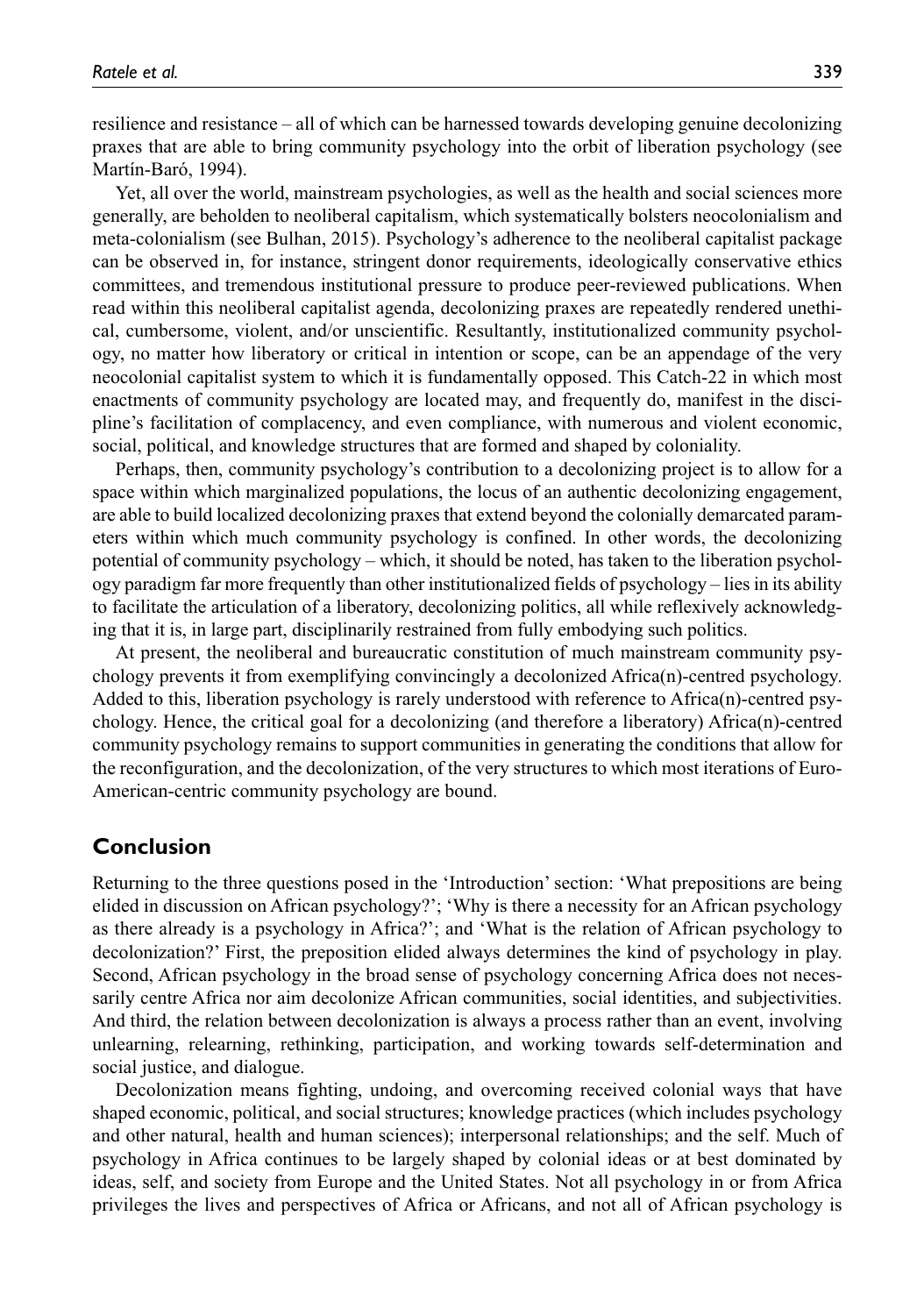resilience and resistance – all of which can be harnessed towards developing genuine decolonizing praxes that are able to bring community psychology into the orbit of liberation psychology (see Martín-Baró, 1994).

Yet, all over the world, mainstream psychologies, as well as the health and social sciences more generally, are beholden to neoliberal capitalism, which systematically bolsters neocolonialism and meta-colonialism (see Bulhan, 2015). Psychology's adherence to the neoliberal capitalist package can be observed in, for instance, stringent donor requirements, ideologically conservative ethics committees, and tremendous institutional pressure to produce peer-reviewed publications. When read within this neoliberal capitalist agenda, decolonizing praxes are repeatedly rendered unethical, cumbersome, violent, and/or unscientific. Resultantly, institutionalized community psychology, no matter how liberatory or critical in intention or scope, can be an appendage of the very neocolonial capitalist system to which it is fundamentally opposed. This Catch-22 in which most enactments of community psychology are located may, and frequently do, manifest in the discipline's facilitation of complacency, and even compliance, with numerous and violent economic, social, political, and knowledge structures that are formed and shaped by coloniality.

Perhaps, then, community psychology's contribution to a decolonizing project is to allow for a space within which marginalized populations, the locus of an authentic decolonizing engagement, are able to build localized decolonizing praxes that extend beyond the colonially demarcated parameters within which much community psychology is confined. In other words, the decolonizing potential of community psychology – which, it should be noted, has taken to the liberation psychology paradigm far more frequently than other institutionalized fields of psychology – lies in its ability to facilitate the articulation of a liberatory, decolonizing politics, all while reflexively acknowledging that it is, in large part, disciplinarily restrained from fully embodying such politics.

At present, the neoliberal and bureaucratic constitution of much mainstream community psychology prevents it from exemplifying convincingly a decolonized Africa(n)-centred psychology. Added to this, liberation psychology is rarely understood with reference to Africa(n)-centred psychology. Hence, the critical goal for a decolonizing (and therefore a liberatory) Africa(n)-centred community psychology remains to support communities in generating the conditions that allow for the reconfiguration, and the decolonization, of the very structures to which most iterations of Euro-American-centric community psychology are bound.

## Conclusion

Returning to the three questions posed in the 'Introduction' section: 'What prepositions are being elided in discussion on African psychology?'; 'Why is there a necessity for an African psychology as there already is a psychology in Africa?'; and 'What is the relation of African psychology to decolonization?' First, the preposition elided always determines the kind of psychology in play. Second, African psychology in the broad sense of psychology concerning Africa does not necessarily centre Africa nor aim decolonize African communities, social identities, and subjectivities. And third, the relation between decolonization is always a process rather than an event, involving unlearning, relearning, rethinking, participation, and working towards self-determination and social justice, and dialogue.

Decolonization means fighting, undoing, and overcoming received colonial ways that have shaped economic, political, and social structures; knowledge practices (which includes psychology and other natural, health and human sciences); interpersonal relationships; and the self. Much of psychology in Africa continues to be largely shaped by colonial ideas or at best dominated by ideas, self, and society from Europe and the United States. Not all psychology in or from Africa privileges the lives and perspectives of Africa or Africans, and not all of African psychology is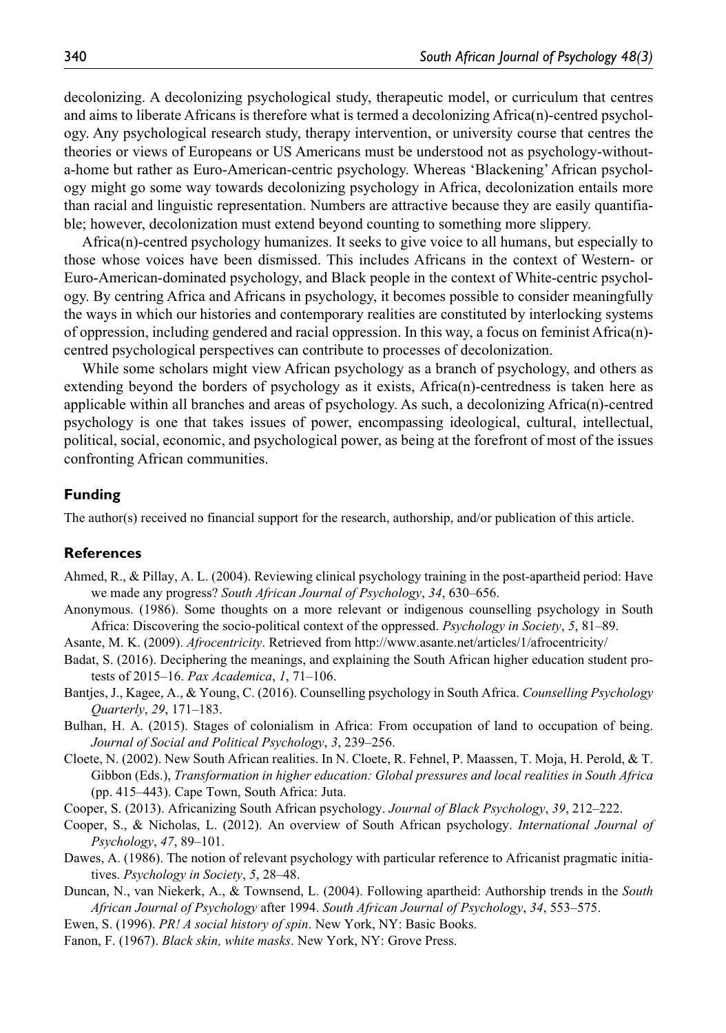decolonizing. A decolonizing psychological study, therapeutic model, or curriculum that centres and aims to liberate Africans is therefore what is termed a decolonizing Africa(n)-centred psychology. Any psychological research study, therapy intervention, or university course that centres the theories or views of Europeans or US Americans must be understood not as psychology-without-a-home but rather as Euro-American-centric psychology. Whereas 'Blackening' African psychology might go some way towards decolonizing psychology in Africa, decolonization entails more than racial and linguistic representation. Numbers are attractive because they are easily quantifiable; however, decolonization must extend beyond counting to something more slippery.

Africa(n)-centred psychology humanizes. It seeks to give voice to all humans, but especially to those whose voices have been dismissed. This includes Africans in the context of Western- or Euro-American-dominated psychology, and Black people in the context of White-centric psychology. By centring Africa and Africans in psychology, it becomes possible to consider meaningfully the ways in which our histories and contemporary realities are constituted by interlocking systems of oppression, including gendered and racial oppression. In this way, a focus on feminist Africa(n)-centred psychological perspectives can contribute to processes of decolonization.

While some scholars might view African psychology as a branch of psychology, and others as extending beyond the borders of psychology as it exists, Africa(n)-centredness is taken here as applicable within all branches and areas of psychology. As such, a decolonizing Africa(n)-centred psychology is one that takes issues of power, encompassing ideological, cultural, intellectual, political, social, economic, and psychological power, as being at the forefront of most of the issues confronting African communities.

## Funding

The author(s) received no financial support for the research, authorship, and/or publication of this article.

## References

Ahmed, R., & Pillay, A. L. (2004). Reviewing clinical psychology training in the post-apartheid period: Have we made any progress? *South African Journal of Psychology*, *34*, 630–656.

Anonymous. (1986). Some thoughts on a more relevant or indigenous counselling psychology in South Africa: Discovering the socio-political context of the oppressed. *Psychology in Society*, *5*, 81–89.

Asante, M. K. (2009). *Afrocentricity*. Retrieved from http://www.asante.net/articles/1/afrocentricity/

Badat, S. (2016). Deciphering the meanings, and explaining the South African higher education student protests of 2015–16. *Pax Academica*, *1*, 71–106.

Bantjes, J., Kagee, A., & Young, C. (2016). Counselling psychology in South Africa. *Counselling Psychology Quarterly*, *29*, 171–183.

Bulhan, H. A. (2015). Stages of colonialism in Africa: From occupation of land to occupation of being. *Journal of Social and Political Psychology*, *3*, 239–256.

Cloete, N. (2002). New South African realities. In N. Cloete, R. Fehnel, P. Maassen, T. Moja, H. Perold, & T. Gibbon (Eds.), *Transformation in higher education: Global pressures and local realities in South Africa* (pp. 415–443). Cape Town, South Africa: Juta.

Cooper, S. (2013). Africanizing South African psychology. *Journal of Black Psychology*, *39*, 212–222.

Cooper, S., & Nicholas, L. (2012). An overview of South African psychology. *International Journal of Psychology*, *47*, 89–101.

Dawes, A. (1986). The notion of relevant psychology with particular reference to Africanist pragmatic initiatives. *Psychology in Society*, *5*, 28–48.

Duncan, N., van Niekerk, A., & Townsend, L. (2004). Following apartheid: Authorship trends in the *South African Journal of Psychology* after 1994. *South African Journal of Psychology*, *34*, 553–575.

Ewen, S. (1996). *PR! A social history of spin*. New York, NY: Basic Books.

Fanon, F. (1967). *Black skin, white masks*. New York, NY: Grove Press.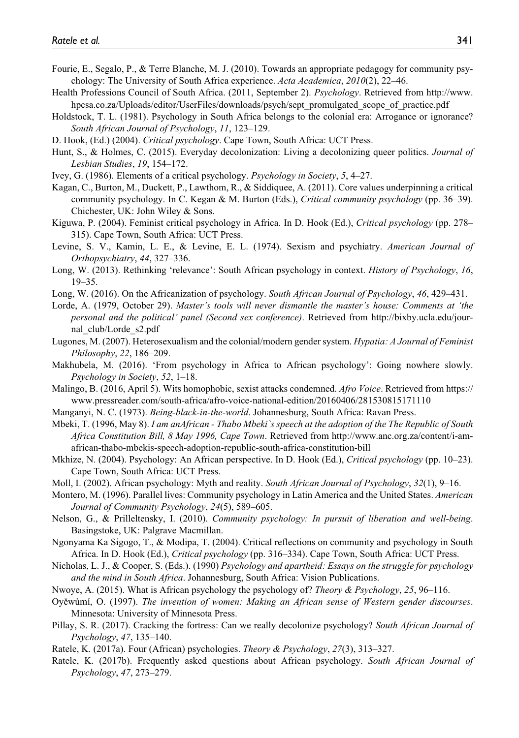Fourie, E., Segalo, P., & Terre Blanche, M. J. (2010). Towards an appropriate pedagogy for community psychology: The University of South Africa experience. *Acta Academica*, *2010*(2), 22–46.

Health Professions Council of South Africa. (2011, September 2). *Psychology*. Retrieved from http://www.hpcsa.co.za/Uploads/editor/UserFiles/downloads/psych/sept_promulgated_scope_of_practice.pdf

Holdstock, T. L. (1981). Psychology in South Africa belongs to the colonial era: Arrogance or ignorance? *South African Journal of Psychology*, *11*, 123–129.

D. Hook, (Ed.) (2004). *Critical psychology*. Cape Town, South Africa: UCT Press.

Hunt, S., & Holmes, C. (2015). Everyday decolonization: Living a decolonizing queer politics. *Journal of Lesbian Studies*, *19*, 154–172.

Ivey, G. (1986). Elements of a critical psychology. *Psychology in Society*, *5*, 4–27.

Kagan, C., Burton, M., Duckett, P., Lawthom, R., & Siddiquee, A. (2011). Core values underpinning a critical community psychology. In C. Kegan & M. Burton (Eds.), *Critical community psychology* (pp. 36–39). Chichester, UK: John Wiley & Sons.

Kiguwa, P. (2004). Feminist critical psychology in Africa. In D. Hook (Ed.), *Critical psychology* (pp. 278–315). Cape Town, South Africa: UCT Press.

Levine, S. V., Kamin, L. E., & Levine, E. L. (1974). Sexism and psychiatry. *American Journal of Orthopsychiatry*, *44*, 327–336.

Long, W. (2013). Rethinking 'relevance': South African psychology in context. *History of Psychology*, *16*, 19–35.

Long, W. (2016). On the Africanization of psychology. *South African Journal of Psychology*, *46*, 429–431.

Lorde, A. (1979, October 29). *Master's tools will never dismantle the master's house: Comments at 'the personal and the political' panel (Second sex conference)*. Retrieved from http://bixby.ucla.edu/journal_club/Lorde_s2.pdf

Lugones, M. (2007). Heterosexualism and the colonial/modern gender system. *Hypatia: A Journal of Feminist Philosophy*, *22*, 186–209.

Makhubela, M. (2016). 'From psychology in Africa to African psychology': Going nowhere slowly. *Psychology in Society*, *52*, 1–18.

Malingo, B. (2016, April 5). Wits homophobic, sexist attacks condemned. *Afro Voice*. Retrieved from https://www.pressreader.com/south-africa/afro-voice-national-edition/20160406/281530815171110

Manganyi, N. C. (1973). *Being-black-in-the-world*. Johannesburg, South Africa: Ravan Press.

Mbeki, T. (1996, May 8). *I am anAfrican - Thabo Mbeki`s speech at the adoption of the The Republic of South Africa Constitution Bill, 8 May 1996, Cape Town*. Retrieved from http://www.anc.org.za/content/i-am-african-thabo-mbekis-speech-adoption-republic-south-africa-constitution-bill

Mkhize, N. (2004). Psychology: An African perspective. In D. Hook (Ed.), *Critical psychology* (pp. 10–23). Cape Town, South Africa: UCT Press.

Moll, I. (2002). African psychology: Myth and reality. *South African Journal of Psychology*, *32*(1), 9–16.

Montero, M. (1996). Parallel lives: Community psychology in Latin America and the United States. *American Journal of Community Psychology*, *24*(5), 589–605.

Nelson, G., & Prilleltensky, I. (2010). *Community psychology: In pursuit of liberation and well-being*. Basingstoke, UK: Palgrave Macmillan.

Ngonyama Ka Sigogo, T., & Modipa, T. (2004). Critical reflections on community and psychology in South Africa. In D. Hook (Ed.), *Critical psychology* (pp. 316–334). Cape Town, South Africa: UCT Press.

Nicholas, L. J., & Cooper, S. (Eds.). (1990) *Psychology and apartheid: Essays on the struggle for psychology and the mind in South Africa*. Johannesburg, South Africa: Vision Publications.

Nwoye, A. (2015). What is African psychology the psychology of? *Theory & Psychology*, *25*, 96–116.

Oyěwùmí, O. (1997). *The invention of women: Making an African sense of Western gender discourses*. Minnesota: University of Minnesota Press.

Pillay, S. R. (2017). Cracking the fortress: Can we really decolonize psychology? *South African Journal of Psychology*, *47*, 135–140.

Ratele, K. (2017a). Four (African) psychologies. *Theory & Psychology*, *27*(3), 313–327.

Ratele, K. (2017b). Frequently asked questions about African psychology. *South African Journal of Psychology*, *47*, 273–279.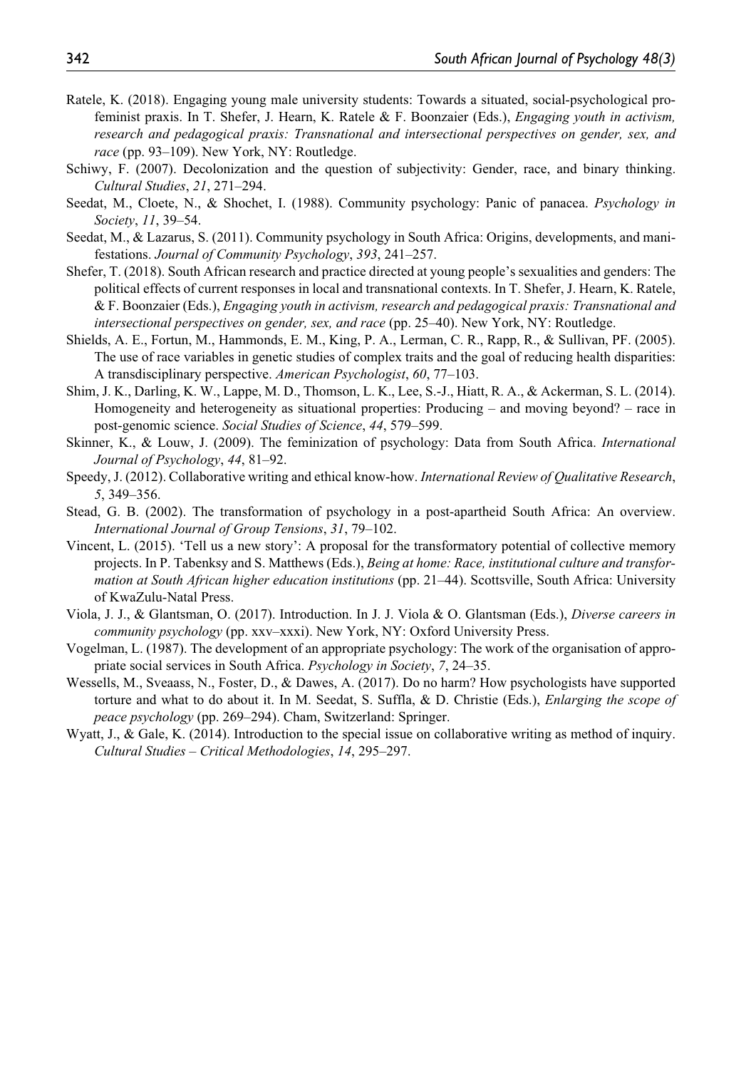Ratele, K. (2018). Engaging young male university students: Towards a situated, social-psychological profeminist praxis. In T. Shefer, J. Hearn, K. Ratele & F. Boonzaier (Eds.), *Engaging youth in activism, research and pedagogical praxis: Transnational and intersectional perspectives on gender, sex, and race* (pp. 93–109). New York, NY: Routledge.

Schiwy, F. (2007). Decolonization and the question of subjectivity: Gender, race, and binary thinking. *Cultural Studies*, *21*, 271–294.

Seedat, M., Cloete, N., & Shochet, I. (1988). Community psychology: Panic of panacea. *Psychology in Society*, *11*, 39–54.

Seedat, M., & Lazarus, S. (2011). Community psychology in South Africa: Origins, developments, and manifestations. *Journal of Community Psychology*, *393*, 241–257.

Shefer, T. (2018). South African research and practice directed at young people's sexualities and genders: The political effects of current responses in local and transnational contexts. In T. Shefer, J. Hearn, K. Ratele, & F. Boonzaier (Eds.), *Engaging youth in activism, research and pedagogical praxis: Transnational and intersectional perspectives on gender, sex, and race* (pp. 25–40). New York, NY: Routledge.

Shields, A. E., Fortun, M., Hammonds, E. M., King, P. A., Lerman, C. R., Rapp, R., & Sullivan, PF. (2005). The use of race variables in genetic studies of complex traits and the goal of reducing health disparities: A transdisciplinary perspective. *American Psychologist*, *60*, 77–103.

Shim, J. K., Darling, K. W., Lappe, M. D., Thomson, L. K., Lee, S.-J., Hiatt, R. A., & Ackerman, S. L. (2014). Homogeneity and heterogeneity as situational properties: Producing – and moving beyond? – race in post-genomic science. *Social Studies of Science*, *44*, 579–599.

Skinner, K., & Louw, J. (2009). The feminization of psychology: Data from South Africa. *International Journal of Psychology*, *44*, 81–92.

Speedy, J. (2012). Collaborative writing and ethical know-how. *International Review of Qualitative Research*, *5*, 349–356.

Stead, G. B. (2002). The transformation of psychology in a post-apartheid South Africa: An overview. *International Journal of Group Tensions*, *31*, 79–102.

Vincent, L. (2015). 'Tell us a new story': A proposal for the transformatory potential of collective memory projects. In P. Tabenksy and S. Matthews (Eds.), *Being at home: Race, institutional culture and transformation at South African higher education institutions* (pp. 21–44). Scottsville, South Africa: University of KwaZulu-Natal Press.

Viola, J. J., & Glantsman, O. (2017). Introduction. In J. J. Viola & O. Glantsman (Eds.), *Diverse careers in community psychology* (pp. xxv–xxxi). New York, NY: Oxford University Press.

Vogelman, L. (1987). The development of an appropriate psychology: The work of the organisation of appropriate social services in South Africa. *Psychology in Society*, *7*, 24–35.

Wessells, M., Sveaass, N., Foster, D., & Dawes, A. (2017). Do no harm? How psychologists have supported torture and what to do about it. In M. Seedat, S. Suffla, & D. Christie (Eds.), *Enlarging the scope of peace psychology* (pp. 269–294). Cham, Switzerland: Springer.

Wyatt, J., & Gale, K. (2014). Introduction to the special issue on collaborative writing as method of inquiry. *Cultural Studies – Critical Methodologies*, *14*, 295–297.